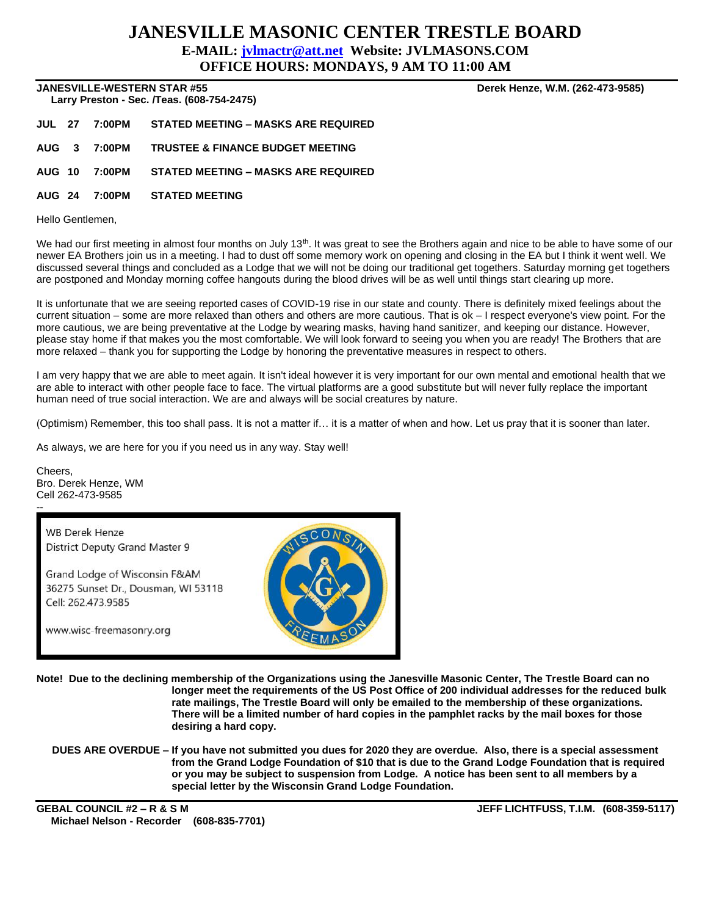# JANESVILLE MASONIC CENTER TRESTLE BOARD

**E-MAIL: jvlmactr@att.net Website: JVLMASONS.COM**

**OFFICE HOURS: MONDAYS, 9 AM TO 11:00 AM**

---

**JANESVILLE-WESTERN STAR #55** **Derek Henze, W.M. (262-473-9585)**

**Larry Preston - Sec. /Teas. (608-754-2475)**

| | | | |
|---|---|---|---|
| **JUL** | **27** | **7:00PM** | **STATED MEETING – MASKS ARE REQUIRED** |
| **AUG** | **3** | **7:00PM** | **TRUSTEE & FINANCE BUDGET MEETING** |
| **AUG** | **10** | **7:00PM** | **STATED MEETING – MASKS ARE REQUIRED** |
| **AUG** | **24** | **7:00PM** | **STATED MEETING** |

Hello Gentlemen,

We had our first meeting in almost four months on July 13th. It was great to see the Brothers again and nice to be able to have some of our newer EA Brothers join us in a meeting. I had to dust off some memory work on opening and closing in the EA but I think it went well. We discussed several things and concluded as a Lodge that we will not be doing our traditional get togethers. Saturday morning get togethers are postponed and Monday morning coffee hangouts during the blood drives will be as well until things start clearing up more.

It is unfortunate that we are seeing reported cases of COVID-19 rise in our state and county. There is definitely mixed feelings about the current situation – some are more relaxed than others and others are more cautious. That is ok – I respect everyone's view point. For the more cautious, we are being preventative at the Lodge by wearing masks, having hand sanitizer, and keeping our distance. However, please stay home if that makes you the most comfortable. We will look forward to seeing you when you are ready! The Brothers that are more relaxed – thank you for supporting the Lodge by honoring the preventative measures in respect to others.

I am very happy that we are able to meet again. It isn't ideal however it is very important for our own mental and emotional health that we are able to interact with other people face to face. The virtual platforms are a good substitute but will never fully replace the important human need of true social interaction. We are and always will be social creatures by nature.

(Optimism) Remember, this too shall pass. It is not a matter if… it is a matter of when and how. Let us pray that it is sooner than later.

As always, we are here for you if you need us in any way. Stay well!

Cheers,
Bro. Derek Henze, WM
Cell 262-473-9585

--

WB Derek Henze
District Deputy Grand Master 9

Grand Lodge of Wisconsin F&AM
36275 Sunset Dr., Dousman, WI 53118
Cell: 262.473.9585

www.wisc-freemasonry.org

**Note! Due to the declining membership of the Organizations using the Janesville Masonic Center, The Trestle Board can no longer meet the requirements of the US Post Office of 200 individual addresses for the reduced bulk rate mailings, The Trestle Board will only be emailed to the membership of these organizations. There will be a limited number of hard copies in the pamphlet racks by the mail boxes for those desiring a hard copy.**

**DUES ARE OVERDUE – If you have not submitted you dues for 2020 they are overdue. Also, there is a special assessment from the Grand Lodge Foundation of $10 that is due to the Grand Lodge Foundation that is required or you may be subject to suspension from Lodge. A notice has been sent to all members by a special letter by the Wisconsin Grand Lodge Foundation.**

---

**GEBAL COUNCIL #2 – R & S M** **JEFF LICHTFUSS, T.I.M. (608-359-5117)**

**Michael Nelson - Recorder (608-835-7701)**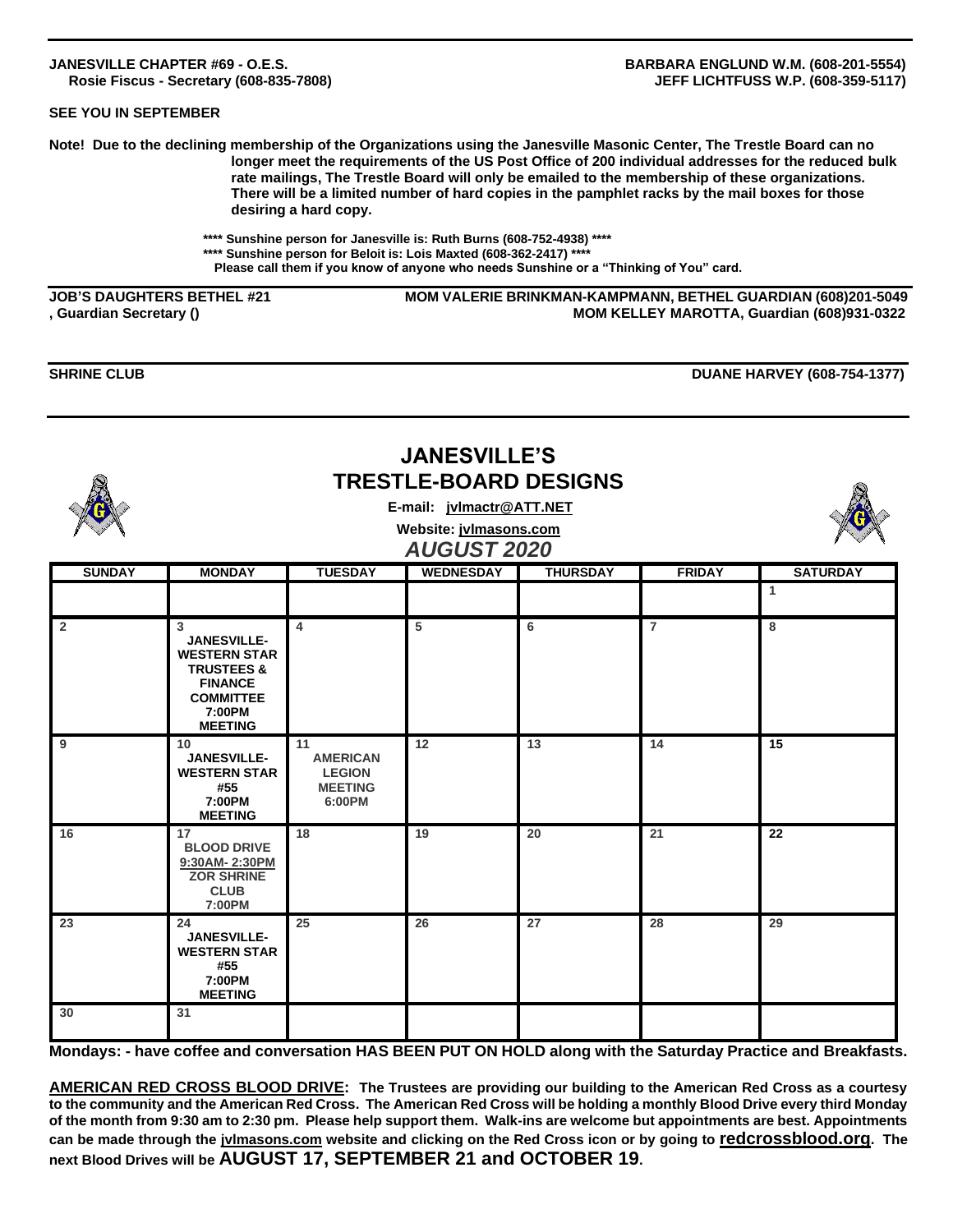**JANESVILLE CHAPTER #69 - O.E.S.**
**Rosie Fiscus - Secretary (608-835-7808)**

**BARBARA ENGLUND W.M. (608-201-5554)**
**JEFF LICHTFUSS W.P. (608-359-5117)**

**SEE YOU IN SEPTEMBER**

**Note! Due to the declining membership of the Organizations using the Janesville Masonic Center, The Trestle Board can no longer meet the requirements of the US Post Office of 200 individual addresses for the reduced bulk rate mailings, The Trestle Board will only be emailed to the membership of these organizations. There will be a limited number of hard copies in the pamphlet racks by the mail boxes for those desiring a hard copy.**

**\*\*\*\* Sunshine person for Janesville is: Ruth Burns (608-752-4938) \*\*\*\***
**\*\*\*\* Sunshine person for Beloit is: Lois Maxted (608-362-2417) \*\*\*\***
**Please call them if you know of anyone who needs Sunshine or a "Thinking of You" card.**

**JOB'S DAUGHTERS BETHEL #21**
**, Guardian Secretary ()**

**MOM VALERIE BRINKMAN-KAMPMANN, BETHEL GUARDIAN (608)201-5049**
**MOM KELLEY MAROTTA, Guardian (608)931-0322**

**SHRINE CLUB** **DUANE HARVEY (608-754-1377)**

## JANESVILLE'S TRESTLE-BOARD DESIGNS

**E-mail: jvlmactr@ATT.NET**

**Website: jvlmasons.com**

### *AUGUST 2020*

| SUNDAY | MONDAY | TUESDAY | WEDNESDAY | THURSDAY | FRIDAY | SATURDAY |
|---|---|---|---|---|---|---|
| | | | | | | 1 |
| 2 | 3 JANESVILLE-WESTERN STAR TRUSTEES & FINANCE COMMITTEE 7:00PM MEETING | 4 | 5 | 6 | 7 | 8 |
| 9 | 10 JANESVILLE-WESTERN STAR #55 7:00PM MEETING | 11 AMERICAN LEGION MEETING 6:00PM | 12 | 13 | 14 | 15 |
| 16 | 17 BLOOD DRIVE 9:30AM- 2:30PM ZOR SHRINE CLUB 7:00PM | 18 | 19 | 20 | 21 | 22 |
| 23 | 24 JANESVILLE-WESTERN STAR #55 7:00PM MEETING | 25 | 26 | 27 | 28 | 29 |
| 30 | 31 | | | | | |

**Mondays: - have coffee and conversation HAS BEEN PUT ON HOLD along with the Saturday Practice and Breakfasts.**

**AMERICAN RED CROSS BLOOD DRIVE: The Trustees are providing our building to the American Red Cross as a courtesy to the community and the American Red Cross. The American Red Cross will be holding a monthly Blood Drive every third Monday of the month from 9:30 am to 2:30 pm. Please help support them. Walk-ins are welcome but appointments are best. Appointments can be made through the jvlmasons.com website and clicking on the Red Cross icon or by going to redcrossblood.org. The next Blood Drives will be AUGUST 17, SEPTEMBER 21 and OCTOBER 19.**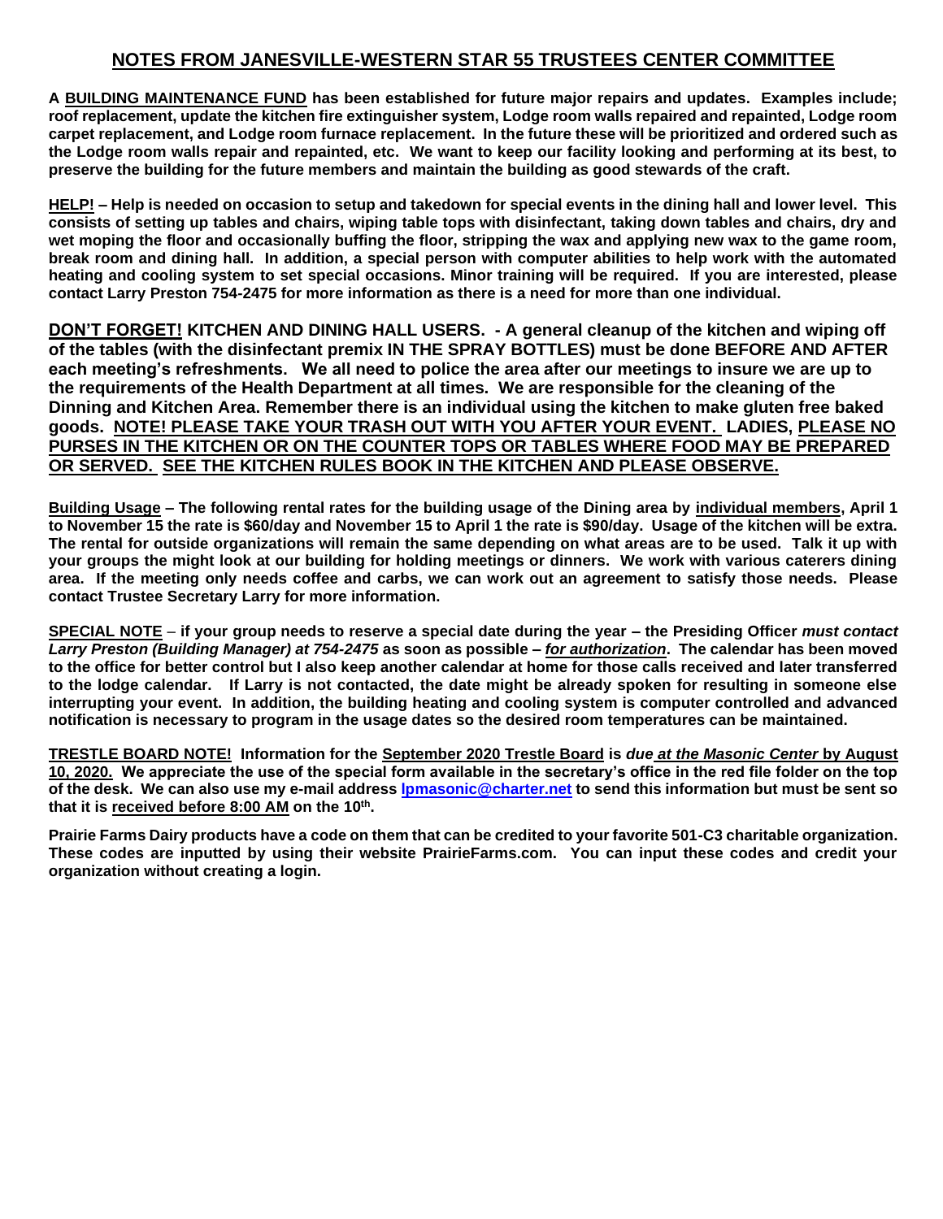## NOTES FROM JANESVILLE-WESTERN STAR 55 TRUSTEES CENTER COMMITTEE

**A BUILDING MAINTENANCE FUND has been established for future major repairs and updates. Examples include; roof replacement, update the kitchen fire extinguisher system, Lodge room walls repaired and repainted, Lodge room carpet replacement, and Lodge room furnace replacement. In the future these will be prioritized and ordered such as the Lodge room walls repair and repainted, etc. We want to keep our facility looking and performing at its best, to preserve the building for the future members and maintain the building as good stewards of the craft.**

**HELP! – Help is needed on occasion to setup and takedown for special events in the dining hall and lower level. This consists of setting up tables and chairs, wiping table tops with disinfectant, taking down tables and chairs, dry and wet moping the floor and occasionally buffing the floor, stripping the wax and applying new wax to the game room, break room and dining hall. In addition, a special person with computer abilities to help work with the automated heating and cooling system to set special occasions. Minor training will be required. If you are interested, please contact Larry Preston 754-2475 for more information as there is a need for more than one individual.**

**DON'T FORGET! KITCHEN AND DINING HALL USERS. - A general cleanup of the kitchen and wiping off of the tables (with the disinfectant premix IN THE SPRAY BOTTLES) must be done BEFORE AND AFTER each meeting's refreshments. We all need to police the area after our meetings to insure we are up to the requirements of the Health Department at all times. We are responsible for the cleaning of the Dinning and Kitchen Area. Remember there is an individual using the kitchen to make gluten free baked goods. NOTE! PLEASE TAKE YOUR TRASH OUT WITH YOU AFTER YOUR EVENT. LADIES, PLEASE NO PURSES IN THE KITCHEN OR ON THE COUNTER TOPS OR TABLES WHERE FOOD MAY BE PREPARED OR SERVED. SEE THE KITCHEN RULES BOOK IN THE KITCHEN AND PLEASE OBSERVE.**

**Building Usage – The following rental rates for the building usage of the Dining area by individual members, April 1 to November 15 the rate is $60/day and November 15 to April 1 the rate is $90/day. Usage of the kitchen will be extra. The rental for outside organizations will remain the same depending on what areas are to be used. Talk it up with your groups the might look at our building for holding meetings or dinners. We work with various caterers dining area. If the meeting only needs coffee and carbs, we can work out an agreement to satisfy those needs. Please contact Trustee Secretary Larry for more information.**

**SPECIAL NOTE – if your group needs to reserve a special date during the year – the Presiding Officer *must contact Larry Preston (Building Manager) at 754-2475* as soon as possible – *for authorization*. The calendar has been moved to the office for better control but I also keep another calendar at home for those calls received and later transferred to the lodge calendar. If Larry is not contacted, the date might be already spoken for resulting in someone else interrupting your event. In addition, the building heating and cooling system is computer controlled and advanced notification is necessary to program in the usage dates so the desired room temperatures can be maintained.**

**TRESTLE BOARD NOTE! Information for the September 2020 Trestle Board is *due at the Masonic Center* by August 10, 2020. We appreciate the use of the special form available in the secretary's office in the red file folder on the top of the desk. We can also use my e-mail address lpmasonic@charter.net to send this information but must be sent so that it is received before 8:00 AM on the 10th.**

**Prairie Farms Dairy products have a code on them that can be credited to your favorite 501-C3 charitable organization. These codes are inputted by using their website PrairieFarms.com. You can input these codes and credit your organization without creating a login.**